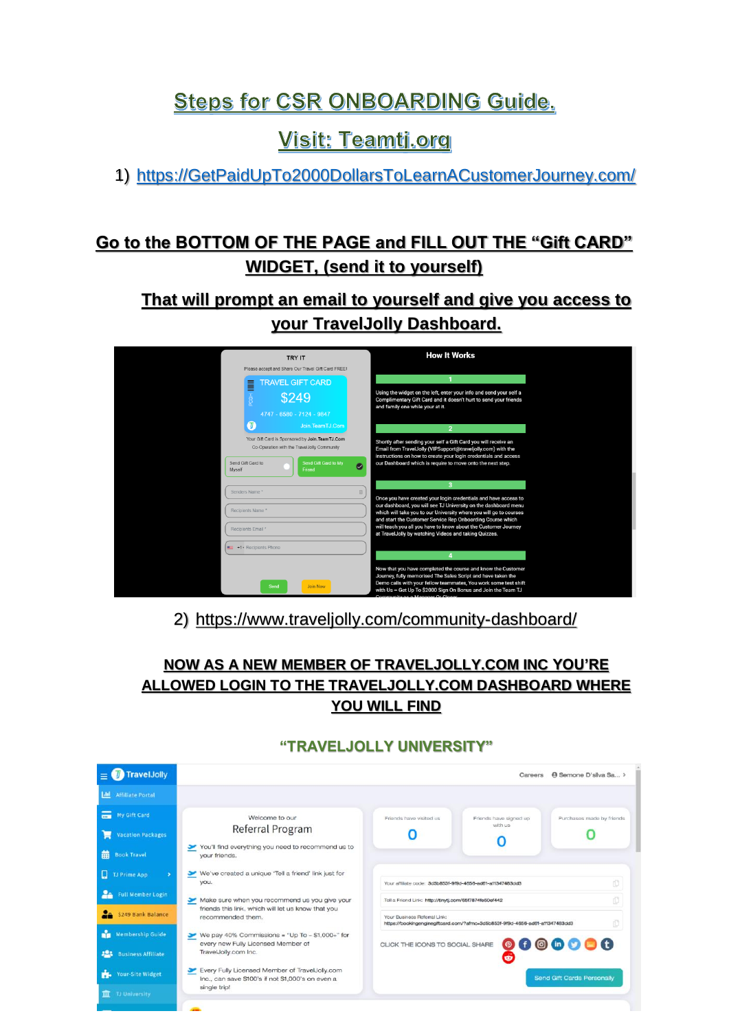# Steps for CSR ONBOARDING Guide.

## Visit: Teamtj.org

1) https://GetPaidUpTo2000DollarsToLearnACustomerJourney.com/

### Go to the BOTTOM OF THE PAGE and FILL OUT THE "Gift CARD" WIDGET, (send it to yourself)

### That will prompt an email to yourself and give you access to your TravelJolly Dashboard.

TRY IT

Please accept and Share Our Travel Gift Card FREE!

TRAVEL GIFT CARD

$249

4747 - 6580 - 7124 - 9847

Join.TeamTJ.Com

Your Gift Card is Sponsored by Join.TeamTJ.Com

Co-Operation with the TravelJolly Community

Send Gift Card to Myself | Send Gift Card to My Friend

Senders Name *

Recipients Name *

Recipients Email *

+1 Recipients Phone

Send | Join Now

How It Works

1

Using the widget on the left, enter your info and send your self a Complimentary Gift Card and it doesn't hurt to send your friends and family one while your at it.

2

Shortly after sending your self a Gift Card you will receive an Email from TravelJolly (VIPSupport@traveljolly.com) with the instructions on how to create your login credentials and access our Dashboard which is require to move onto the next step.

3

Once you have created your login credentials and have access to our dashboard, you will see TJ University on the dashboard menu which will take you to our University where you will go to courses and start the Customer Service Rep Onboarding Course which will teach you all you have to know about the Customer Journey at TravelJolly by watching Videos and taking Quizzes.

4

Now that you have completed the course and know the Customer Journey, fully memorised The Sales Script and have taken the Demo calls with your fellow teammates, You work some test shift with Us – Get Up To $2000 Sign On Bonus and Join the Team TJ

2) https://www.traveljolly.com/community-dashboard/

### NOW AS A NEW MEMBER OF TRAVELJOLLY.COM INC YOU'RE ALLOWED LOGIN TO THE TRAVELJOLLY.COM DASHBOARD WHERE YOU WILL FIND

### "TRAVELJOLLY UNIVERSITY"

TravelJolly

- Affiliate Portal
- My Gift Card
- Vacation Packages
- Book Travel
- TJ Prime App
- Full Member Login
- $249 Bank Balance
- Membership Guide
- Business Affiliate
- Your-Site Widget
- TJ University

Careers | Semone D'silva Sa...

Welcome to our

Referral Program

- You'll find everything you need to recommend us to your friends.
- We've created a unique 'Tell a friend' link just for you.
- Make sure when you recommend us you give your friends this link, which will let us know that you recommended them.
- We pay 40% Commissions = "Up To ~ $1,000+" for every new Fully Licensed Member of TravelJolly.com Inc.
- Every Fully Licensed Member of TravelJolly.com Inc., can save $100's if not $1,000's on even a single trip!

| Friends have visited us | Friends have signed up with us | Purchases made by friends |
| --- | --- | --- |
| 0 | 0 | 0 |

Your affiliate code: 3d5b853f-9f9d-4656-ad61-a11347483dd3

Tell a Friend Link: http://tinyt.com/65f7874fe60ef442

Your Business Referral Link: https://bookingengine giftcard.com/?afmc=3d5b853f-9f9d-4656-ad61-a11347483dd3

CLICK THE ICONS TO SOCIAL SHARE

Send Gift Cards Personally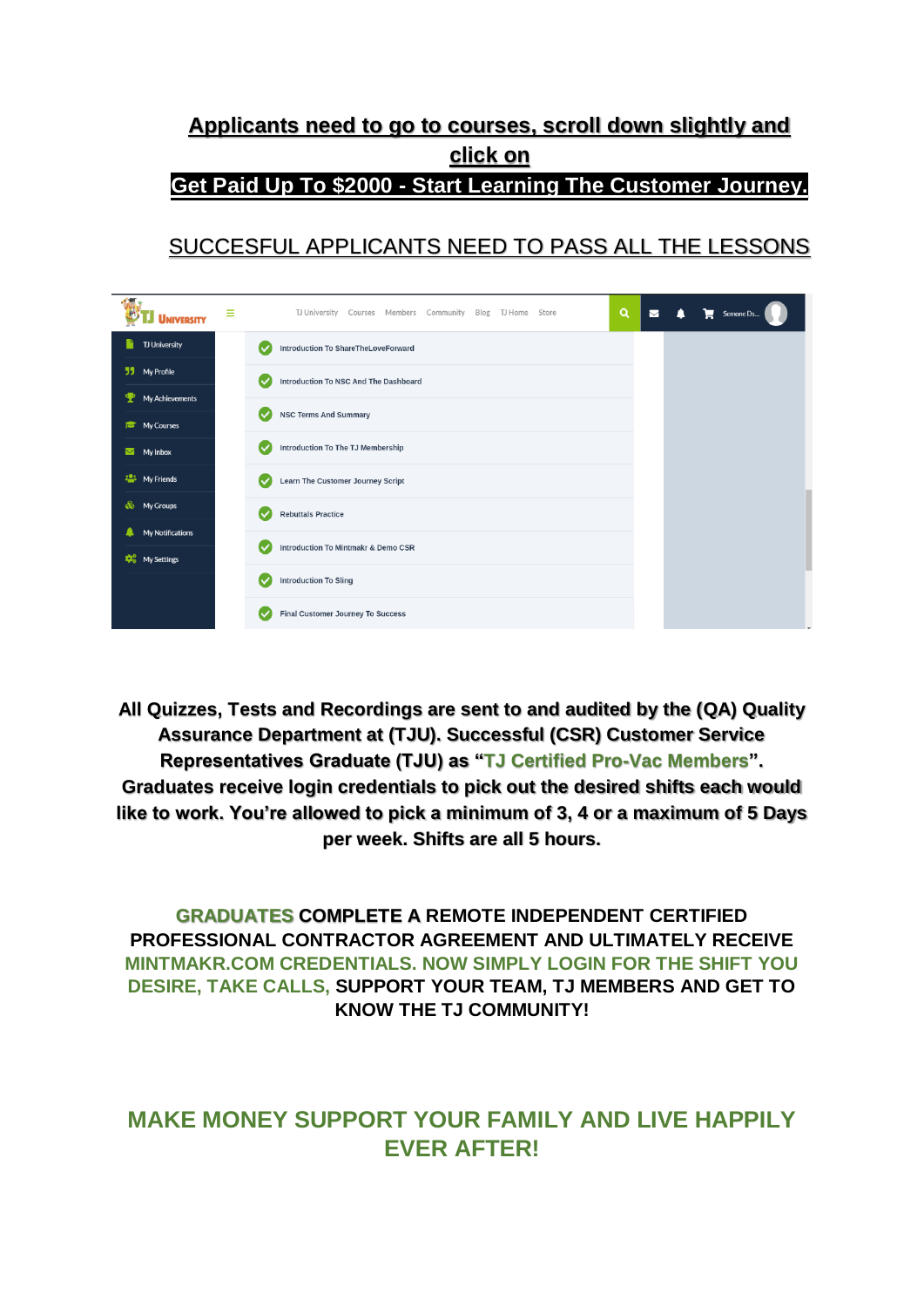**Applicants need to go to courses, scroll down slightly and click on**

**Get Paid Up To $2000 - Start Learning The Customer Journey.**

SUCCESFUL APPLICANTS NEED TO PASS ALL THE LESSONS

- Introduction To ShareTheLoveForward
- Introduction To NSC And The Dashboard
- NSC Terms And Summary
- Introduction To The TJ Membership
- Learn The Customer Journey Script
- Rebuttals Practice
- Introduction To Mintmakr & Demo CSR
- Introduction To Sling
- Final Customer Journey To Success

**All Quizzes, Tests and Recordings are sent to and audited by the (QA) Quality Assurance Department at (TJU). Successful (CSR) Customer Service Representatives Graduate (TJU) as "TJ Certified Pro-Vac Members". Graduates receive login credentials to pick out the desired shifts each would like to work. You're allowed to pick a minimum of 3, 4 or a maximum of 5 Days per week. Shifts are all 5 hours.**

**GRADUATES COMPLETE A REMOTE INDEPENDENT CERTIFIED PROFESSIONAL CONTRACTOR AGREEMENT AND ULTIMATELY RECEIVE MINTMAKR.COM CREDENTIALS. NOW SIMPLY LOGIN FOR THE SHIFT YOU DESIRE, TAKE CALLS, SUPPORT YOUR TEAM, TJ MEMBERS AND GET TO KNOW THE TJ COMMUNITY!**

**MAKE MONEY SUPPORT YOUR FAMILY AND LIVE HAPPILY EVER AFTER!**